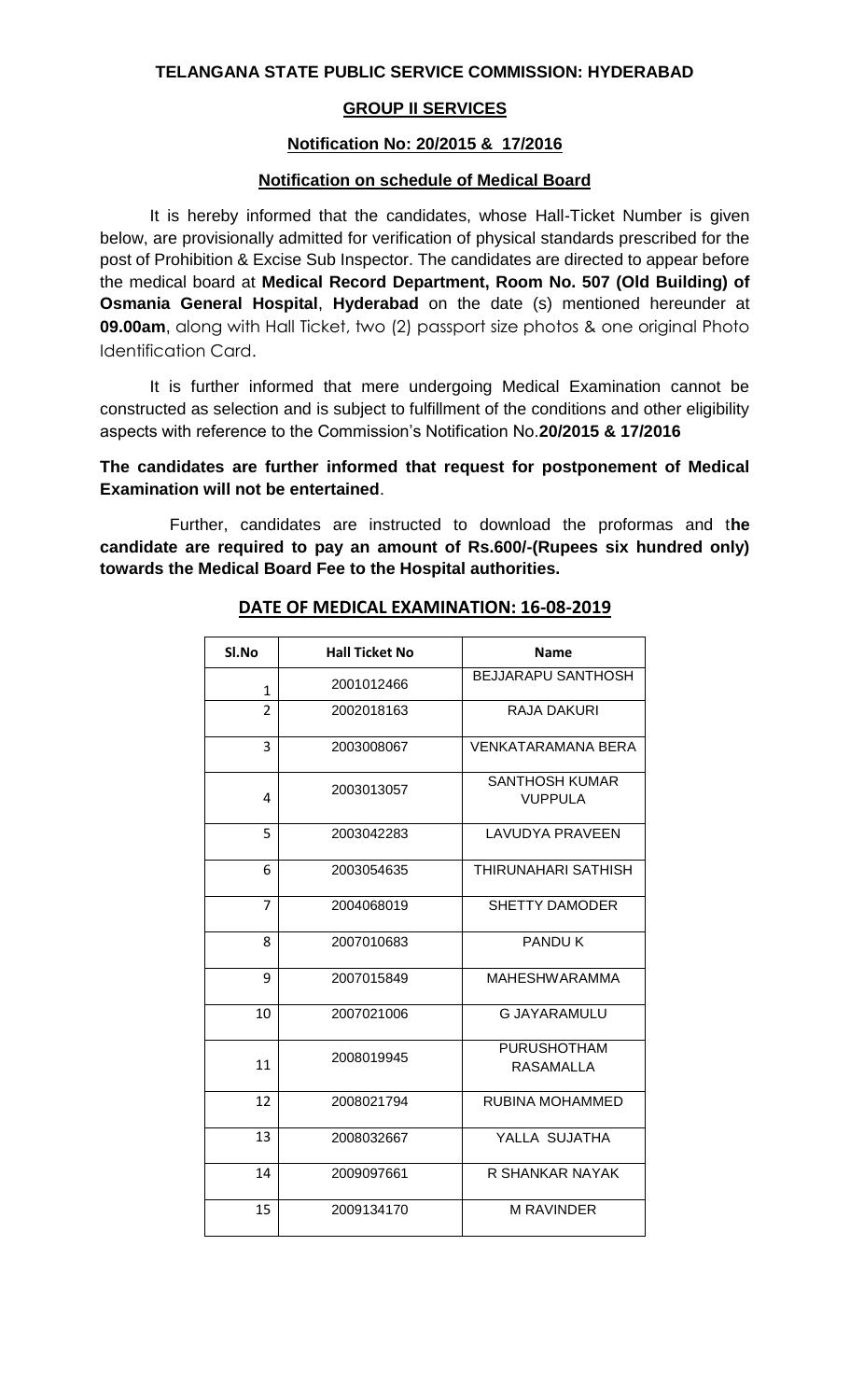**TELANGANA STATE PUBLIC SERVICE COMMISSION: HYDERABAD**

**GROUP II SERVICES**

**Notification No: 20/2015 & 17/2016**

**Notification on schedule of Medical Board**

It is hereby informed that the candidates, whose Hall-Ticket Number is given below, are provisionally admitted for verification of physical standards prescribed for the post of Prohibition & Excise Sub Inspector. The candidates are directed to appear before the medical board at **Medical Record Department, Room No. 507 (Old Building) of Osmania General Hospital**, **Hyderabad** on the date (s) mentioned hereunder at **09.00am**, along with Hall Ticket, two (2) passport size photos & one original Photo Identification Card.

It is further informed that mere undergoing Medical Examination cannot be constructed as selection and is subject to fulfillment of the conditions and other eligibility aspects with reference to the Commission's Notification No.**20/2015 & 17/2016**

**The candidates are further informed that request for postponement of Medical Examination will not be entertained**.

Further, candidates are instructed to download the proformas and t**he candidate are required to pay an amount of Rs.600/-(Rupees six hundred only) towards the Medical Board Fee to the Hospital authorities.**

**DATE OF MEDICAL EXAMINATION: 16-08-2019**

| Sl.No | Hall Ticket No | Name |
|---|---|---|
| 1 | 2001012466 | BEJJARAPU SANTHOSH |
| 2 | 2002018163 | RAJA DAKURI |
| 3 | 2003008067 | VENKATARAMANA BERA |
| 4 | 2003013057 | SANTHOSH KUMAR VUPPULA |
| 5 | 2003042283 | LAVUDYA PRAVEEN |
| 6 | 2003054635 | THIRUNAHARI SATHISH |
| 7 | 2004068019 | SHETTY DAMODER |
| 8 | 2007010683 | PANDU K |
| 9 | 2007015849 | MAHESHWARAMMA |
| 10 | 2007021006 | G JAYARAMULU |
| 11 | 2008019945 | PURUSHOTHAM RASAMALLA |
| 12 | 2008021794 | RUBINA MOHAMMED |
| 13 | 2008032667 | YALLA SUJATHA |
| 14 | 2009097661 | R SHANKAR NAYAK |
| 15 | 2009134170 | M RAVINDER |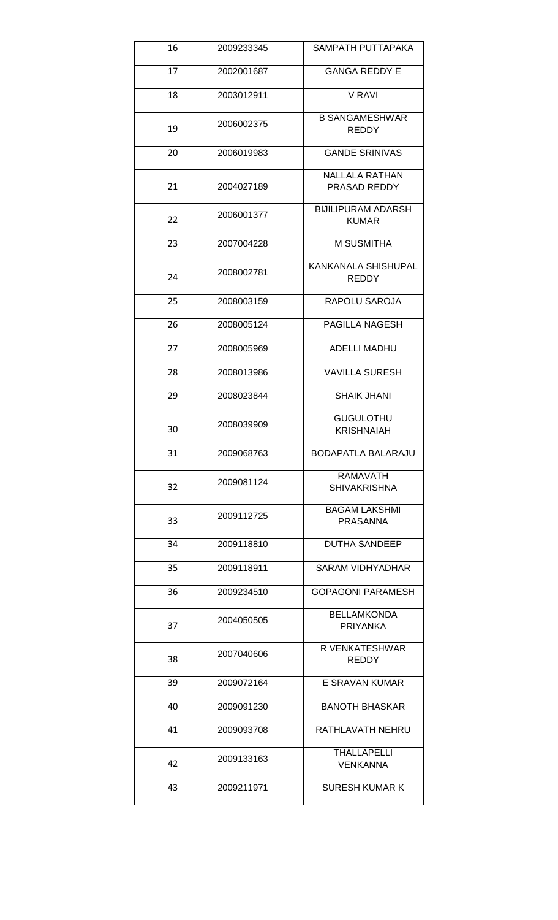| | | |
|---|---|---|
| 16 | 2009233345 | SAMPATH PUTTAPAKA |
| 17 | 2002001687 | GANGA REDDY E |
| 18 | 2003012911 | V RAVI |
| 19 | 2006002375 | B SANGAMESHWAR REDDY |
| 20 | 2006019983 | GANDE SRINIVAS |
| 21 | 2004027189 | NALLALA RATHAN PRASAD REDDY |
| 22 | 2006001377 | BIJILIPURAM ADARSH KUMAR |
| 23 | 2007004228 | M SUSMITHA |
| 24 | 2008002781 | KANKANALA SHISHUPAL REDDY |
| 25 | 2008003159 | RAPOLU SAROJA |
| 26 | 2008005124 | PAGILLA NAGESH |
| 27 | 2008005969 | ADELLI MADHU |
| 28 | 2008013986 | VAVILLA SURESH |
| 29 | 2008023844 | SHAIK JHANI |
| 30 | 2008039909 | GUGULOTHU KRISHNAIAH |
| 31 | 2009068763 | BODAPATLA BALARAJU |
| 32 | 2009081124 | RAMAVATH SHIVAKRISHNA |
| 33 | 2009112725 | BAGAM LAKSHMI PRASANNA |
| 34 | 2009118810 | DUTHA SANDEEP |
| 35 | 2009118911 | SARAM VIDHYADHAR |
| 36 | 2009234510 | GOPAGONI PARAMESH |
| 37 | 2004050505 | BELLAMKONDA PRIYANKA |
| 38 | 2007040606 | R VENKATESHWAR REDDY |
| 39 | 2009072164 | E SRAVAN KUMAR |
| 40 | 2009091230 | BANOTH BHASKAR |
| 41 | 2009093708 | RATHLAVATH NEHRU |
| 42 | 2009133163 | THALLAPELLI VENKANNA |
| 43 | 2009211971 | SURESH KUMAR K |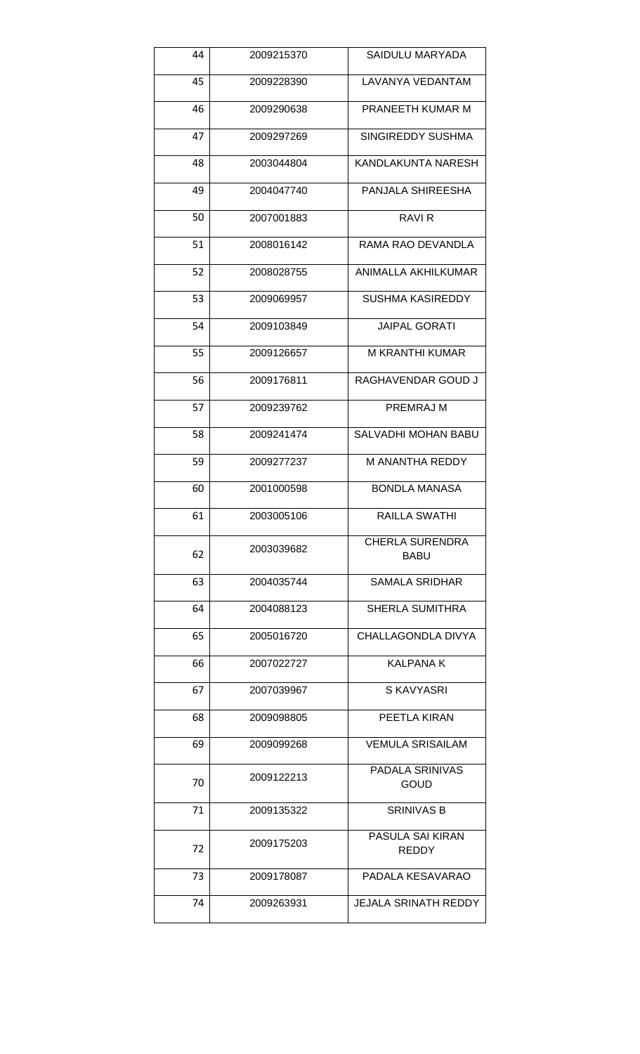| 44 | 2009215370 | SAIDULU MARYADA |
|---|---|---|
| 45 | 2009228390 | LAVANYA VEDANTAM |
| 46 | 2009290638 | PRANEETH KUMAR M |
| 47 | 2009297269 | SINGIREDDY SUSHMA |
| 48 | 2003044804 | KANDLAKUNTA NARESH |
| 49 | 2004047740 | PANJALA SHIREESHA |
| 50 | 2007001883 | RAVI R |
| 51 | 2008016142 | RAMA RAO DEVANDLA |
| 52 | 2008028755 | ANIMALLA AKHILKUMAR |
| 53 | 2009069957 | SUSHMA KASIREDDY |
| 54 | 2009103849 | JAIPAL GORATI |
| 55 | 2009126657 | M KRANTHI KUMAR |
| 56 | 2009176811 | RAGHAVENDAR GOUD J |
| 57 | 2009239762 | PREMRAJ M |
| 58 | 2009241474 | SALVADHI MOHAN BABU |
| 59 | 2009277237 | M ANANTHA REDDY |
| 60 | 2001000598 | BONDLA MANASA |
| 61 | 2003005106 | RAILLA SWATHI |
| 62 | 2003039682 | CHERLA SURENDRA BABU |
| 63 | 2004035744 | SAMALA SRIDHAR |
| 64 | 2004088123 | SHERLA SUMITHRA |
| 65 | 2005016720 | CHALLAGONDLA DIVYA |
| 66 | 2007022727 | KALPANA K |
| 67 | 2007039967 | S KAVYASRI |
| 68 | 2009098805 | PEETLA KIRAN |
| 69 | 2009099268 | VEMULA SRISAILAM |
| 70 | 2009122213 | PADALA SRINIVAS GOUD |
| 71 | 2009135322 | SRINIVAS B |
| 72 | 2009175203 | PASULA SAI KIRAN REDDY |
| 73 | 2009178087 | PADALA KESAVARAO |
| 74 | 2009263931 | JEJALA SRINATH REDDY |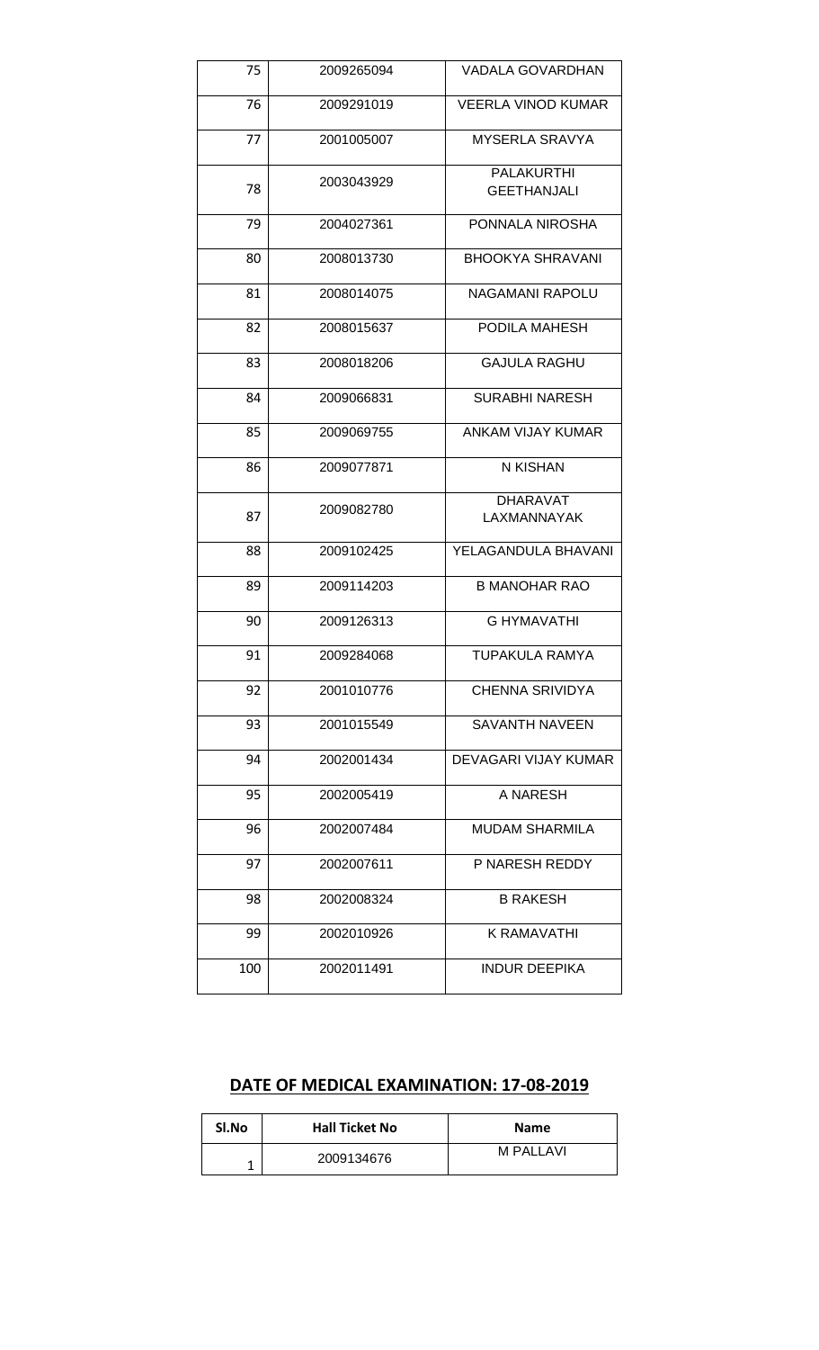| 75 | 2009265094 | VADALA GOVARDHAN |
|---|---|---|
| 76 | 2009291019 | VEERLA VINOD KUMAR |
| 77 | 2001005007 | MYSERLA SRAVYA |
| 78 | 2003043929 | PALAKURTHI GEETHANJALI |
| 79 | 2004027361 | PONNALA NIROSHA |
| 80 | 2008013730 | BHOOKYA SHRAVANI |
| 81 | 2008014075 | NAGAMANI RAPOLU |
| 82 | 2008015637 | PODILA MAHESH |
| 83 | 2008018206 | GAJULA RAGHU |
| 84 | 2009066831 | SURABHI NARESH |
| 85 | 2009069755 | ANKAM VIJAY KUMAR |
| 86 | 2009077871 | N KISHAN |
| 87 | 2009082780 | DHARAVAT LAXMANNAYAK |
| 88 | 2009102425 | YELAGANDULA BHAVANI |
| 89 | 2009114203 | B MANOHAR RAO |
| 90 | 2009126313 | G HYMAVATHI |
| 91 | 2009284068 | TUPAKULA RAMYA |
| 92 | 2001010776 | CHENNA SRIVIDYA |
| 93 | 2001015549 | SAVANTH NAVEEN |
| 94 | 2002001434 | DEVAGARI VIJAY KUMAR |
| 95 | 2002005419 | A NARESH |
| 96 | 2002007484 | MUDAM SHARMILA |
| 97 | 2002007611 | P NARESH REDDY |
| 98 | 2002008324 | B RAKESH |
| 99 | 2002010926 | K RAMAVATHI |
| 100 | 2002011491 | INDUR DEEPIKA |

## DATE OF MEDICAL EXAMINATION: 17-08-2019

| Sl.No | Hall Ticket No | Name |
|---|---|---|
| 1 | 2009134676 | M PALLAVI |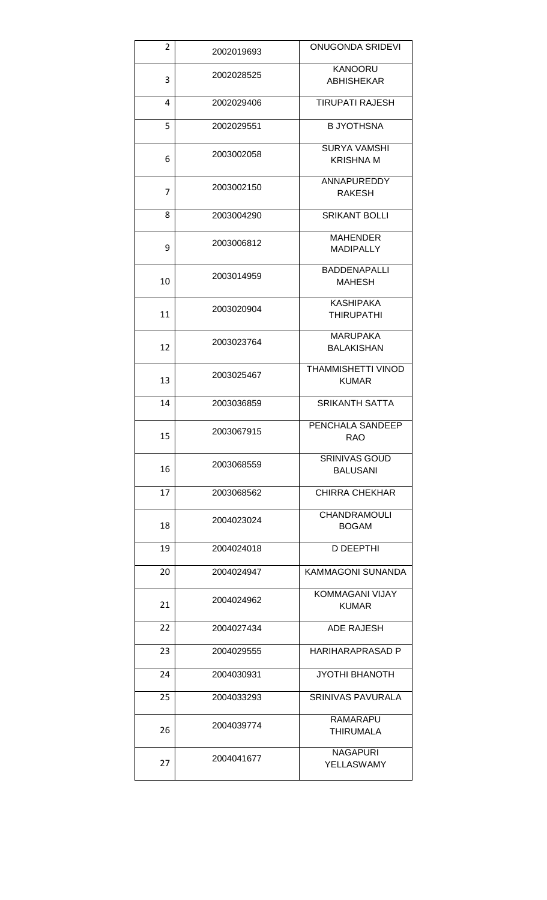| 2 | 2002019693 | ONUGONDA SRIDEVI |
|---|---|---|
| 3 | 2002028525 | KANOORU ABHISHEKAR |
| 4 | 2002029406 | TIRUPATI RAJESH |
| 5 | 2002029551 | B JYOTHSNA |
| 6 | 2003002058 | SURYA VAMSHI KRISHNA M |
| 7 | 2003002150 | ANNAPUREDDY RAKESH |
| 8 | 2003004290 | SRIKANT BOLLI |
| 9 | 2003006812 | MAHENDER MADIPALLY |
| 10 | 2003014959 | BADDENAPALLI MAHESH |
| 11 | 2003020904 | KASHIPAKA THIRUPATHI |
| 12 | 2003023764 | MARUPAKA BALAKISHAN |
| 13 | 2003025467 | THAMMISHETTI VINOD KUMAR |
| 14 | 2003036859 | SRIKANTH SATTA |
| 15 | 2003067915 | PENCHALA SANDEEP RAO |
| 16 | 2003068559 | SRINIVAS GOUD BALUSANI |
| 17 | 2003068562 | CHIRRA CHEKHAR |
| 18 | 2004023024 | CHANDRAMOULI BOGAM |
| 19 | 2004024018 | D DEEPTHI |
| 20 | 2004024947 | KAMMAGONI SUNANDA |
| 21 | 2004024962 | KOMMAGANI VIJAY KUMAR |
| 22 | 2004027434 | ADE RAJESH |
| 23 | 2004029555 | HARIHARAPRASAD P |
| 24 | 2004030931 | JYOTHI BHANOTH |
| 25 | 2004033293 | SRINIVAS PAVURALA |
| 26 | 2004039774 | RAMARAPU THIRUMALA |
| 27 | 2004041677 | NAGAPURI YELLASWAMY |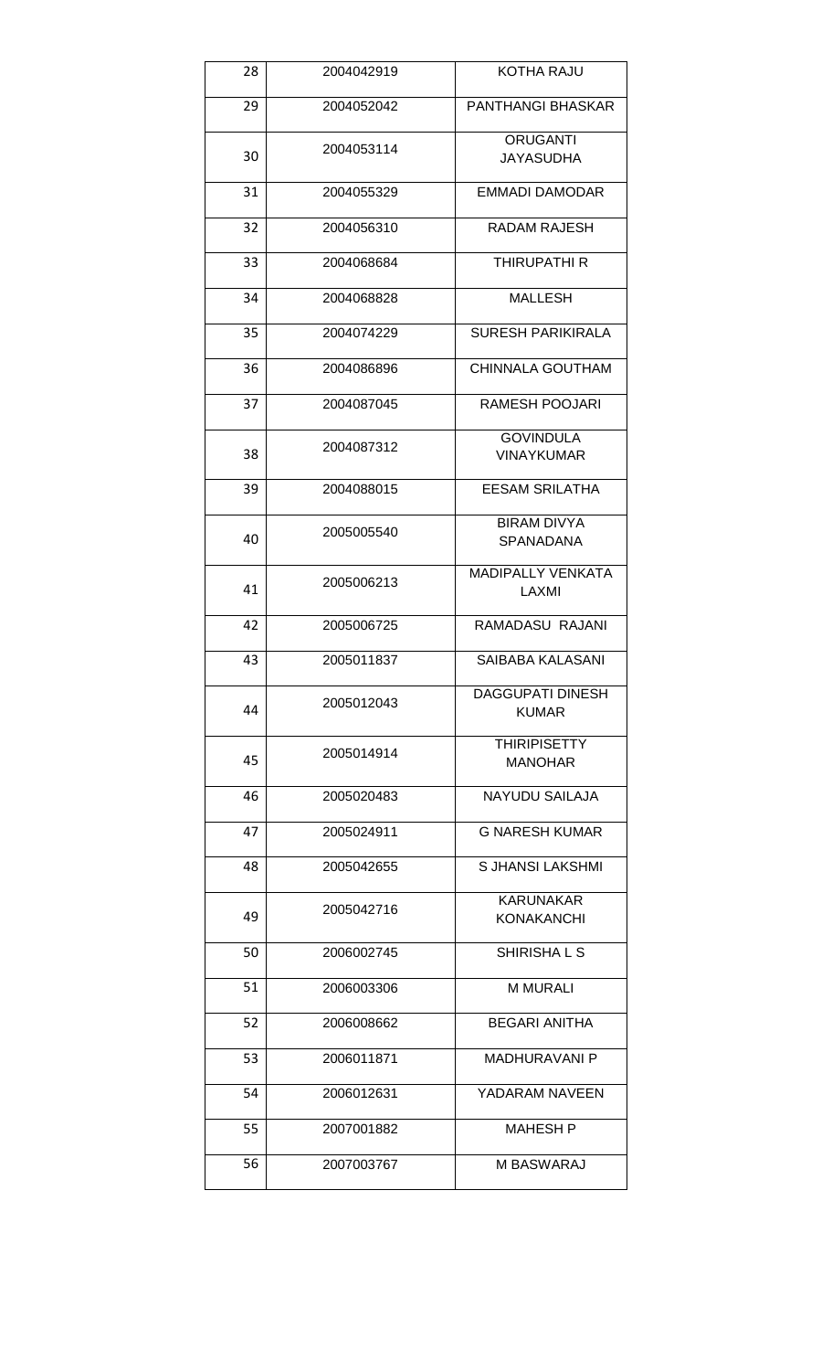| 28 | 2004042919 | KOTHA RAJU |
|---|---|---|
| 29 | 2004052042 | PANTHANGI BHASKAR |
| 30 | 2004053114 | ORUGANTI JAYASUDHA |
| 31 | 2004055329 | EMMADI DAMODAR |
| 32 | 2004056310 | RADAM RAJESH |
| 33 | 2004068684 | THIRUPATHI R |
| 34 | 2004068828 | MALLESH |
| 35 | 2004074229 | SURESH PARIKIRALA |
| 36 | 2004086896 | CHINNALA GOUTHAM |
| 37 | 2004087045 | RAMESH POOJARI |
| 38 | 2004087312 | GOVINDULA VINAYKUMAR |
| 39 | 2004088015 | EESAM SRILATHA |
| 40 | 2005005540 | BIRAM DIVYA SPANADANA |
| 41 | 2005006213 | MADIPALLY VENKATA LAXMI |
| 42 | 2005006725 | RAMADASU RAJANI |
| 43 | 2005011837 | SAIBABA KALASANI |
| 44 | 2005012043 | DAGGUPATI DINESH KUMAR |
| 45 | 2005014914 | THIRIPISETTY MANOHAR |
| 46 | 2005020483 | NAYUDU SAILAJA |
| 47 | 2005024911 | G NARESH KUMAR |
| 48 | 2005042655 | S JHANSI LAKSHMI |
| 49 | 2005042716 | KARUNAKAR KONAKANCHI |
| 50 | 2006002745 | SHIRISHA L S |
| 51 | 2006003306 | M MURALI |
| 52 | 2006008662 | BEGARI ANITHA |
| 53 | 2006011871 | MADHURAVANI P |
| 54 | 2006012631 | YADARAM NAVEEN |
| 55 | 2007001882 | MAHESH P |
| 56 | 2007003767 | M BASWARAJ |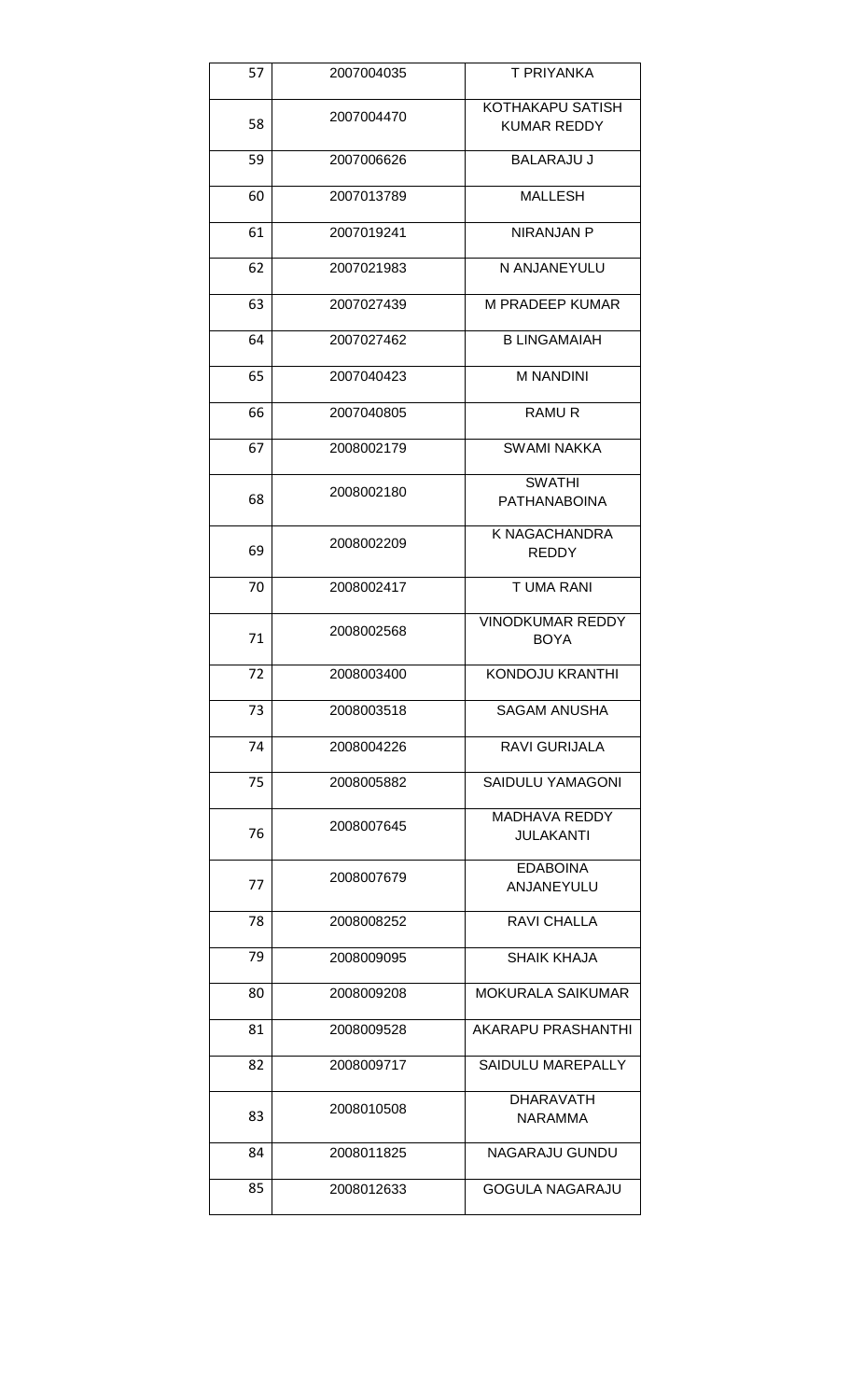| 57 | 2007004035 | T PRIYANKA |
|---|---|---|
| 58 | 2007004470 | KOTHAKAPU SATISH KUMAR REDDY |
| 59 | 2007006626 | BALARAJU J |
| 60 | 2007013789 | MALLESH |
| 61 | 2007019241 | NIRANJAN P |
| 62 | 2007021983 | N ANJANEYULU |
| 63 | 2007027439 | M PRADEEP KUMAR |
| 64 | 2007027462 | B LINGAMAIAH |
| 65 | 2007040423 | M NANDINI |
| 66 | 2007040805 | RAMU R |
| 67 | 2008002179 | SWAMI NAKKA |
| 68 | 2008002180 | SWATHI PATHANABOINA |
| 69 | 2008002209 | K NAGACHANDRA REDDY |
| 70 | 2008002417 | T UMA RANI |
| 71 | 2008002568 | VINODKUMAR REDDY BOYA |
| 72 | 2008003400 | KONDOJU KRANTHI |
| 73 | 2008003518 | SAGAM ANUSHA |
| 74 | 2008004226 | RAVI GURIJALA |
| 75 | 2008005882 | SAIDULU YAMAGONI |
| 76 | 2008007645 | MADHAVA REDDY JULAKANTI |
| 77 | 2008007679 | EDABOINA ANJANEYULU |
| 78 | 2008008252 | RAVI CHALLA |
| 79 | 2008009095 | SHAIK KHAJA |
| 80 | 2008009208 | MOKURALA SAIKUMAR |
| 81 | 2008009528 | AKARAPU PRASHANTHI |
| 82 | 2008009717 | SAIDULU MAREPALLY |
| 83 | 2008010508 | DHARAVATH NARAMMA |
| 84 | 2008011825 | NAGARAJU GUNDU |
| 85 | 2008012633 | GOGULA NAGARAJU |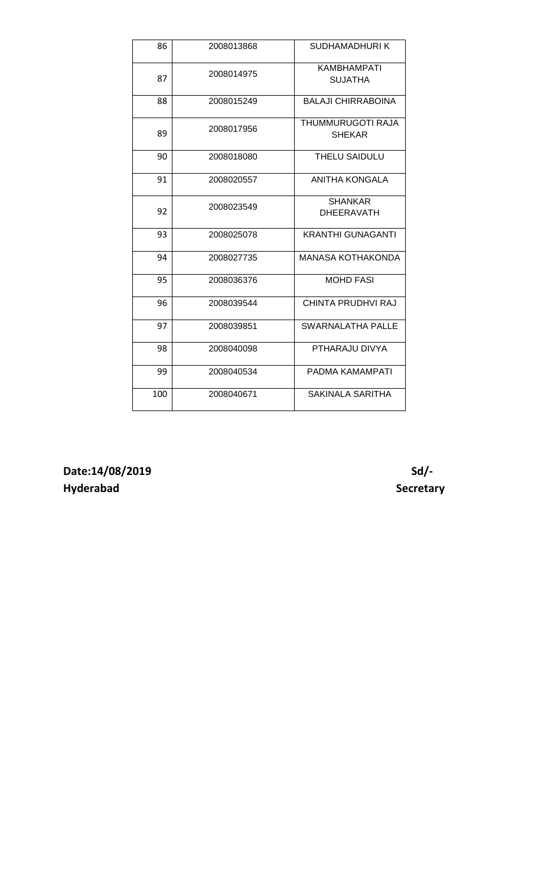| | | |
|---|---|---|
| 86 | 2008013868 | SUDHAMADHURI K |
| 87 | 2008014975 | KAMBHAMPATI SUJATHA |
| 88 | 2008015249 | BALAJI CHIRRABOINA |
| 89 | 2008017956 | THUMMURUGOTI RAJA SHEKAR |
| 90 | 2008018080 | THELU SAIDULU |
| 91 | 2008020557 | ANITHA KONGALA |
| 92 | 2008023549 | SHANKAR DHEERAVATH |
| 93 | 2008025078 | KRANTHI GUNAGANTI |
| 94 | 2008027735 | MANASA KOTHAKONDA |
| 95 | 2008036376 | MOHD FASI |
| 96 | 2008039544 | CHINTA PRUDHVI RAJ |
| 97 | 2008039851 | SWARNALATHA PALLE |
| 98 | 2008040098 | PTHARAJU DIVYA |
| 99 | 2008040534 | PADMA KAMAMPATI |
| 100 | 2008040671 | SAKINALA SARITHA |

**Date:14/08/2019** **Sd/-**

**Hyderabad** **Secretary**